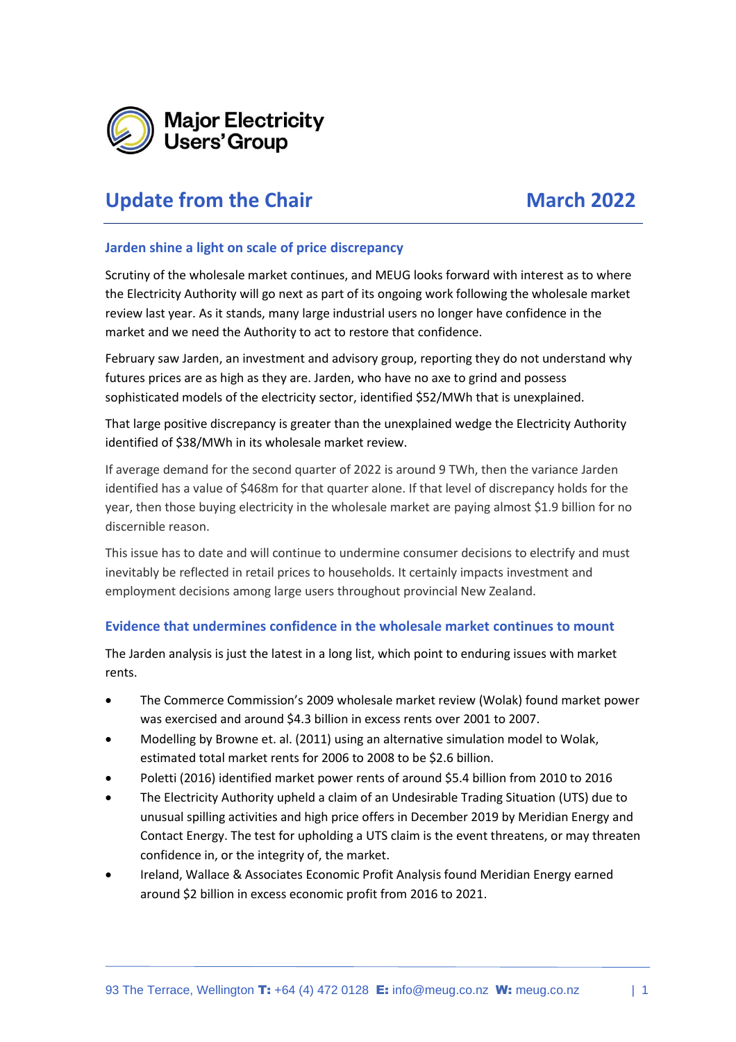Major Electricity Users' Group

# Update from the Chair — March 2022

## Jarden shine a light on scale of price discrepancy

Scrutiny of the wholesale market continues, and MEUG looks forward with interest as to where the Electricity Authority will go next as part of its ongoing work following the wholesale market review last year. As it stands, many large industrial users no longer have confidence in the market and we need the Authority to act to restore that confidence.

February saw Jarden, an investment and advisory group, reporting they do not understand why futures prices are as high as they are. Jarden, who have no axe to grind and possess sophisticated models of the electricity sector, identified $52/MWh that is unexplained.

That large positive discrepancy is greater than the unexplained wedge the Electricity Authority identified of $38/MWh in its wholesale market review.

If average demand for the second quarter of 2022 is around 9 TWh, then the variance Jarden identified has a value of $468m for that quarter alone. If that level of discrepancy holds for the year, then those buying electricity in the wholesale market are paying almost $1.9 billion for no discernible reason.

This issue has to date and will continue to undermine consumer decisions to electrify and must inevitably be reflected in retail prices to households. It certainly impacts investment and employment decisions among large users throughout provincial New Zealand.

## Evidence that undermines confidence in the wholesale market continues to mount

The Jarden analysis is just the latest in a long list, which point to enduring issues with market rents.

- The Commerce Commission's 2009 wholesale market review (Wolak) found market power was exercised and around $4.3 billion in excess rents over 2001 to 2007.
- Modelling by Browne et. al. (2011) using an alternative simulation model to Wolak, estimated total market rents for 2006 to 2008 to be $2.6 billion.
- Poletti (2016) identified market power rents of around $5.4 billion from 2010 to 2016
- The Electricity Authority upheld a claim of an Undesirable Trading Situation (UTS) due to unusual spilling activities and high price offers in December 2019 by Meridian Energy and Contact Energy. The test for upholding a UTS claim is the event threatens, or may threaten confidence in, or the integrity of, the market.
- Ireland, Wallace & Associates Economic Profit Analysis found Meridian Energy earned around $2 billion in excess economic profit from 2016 to 2021.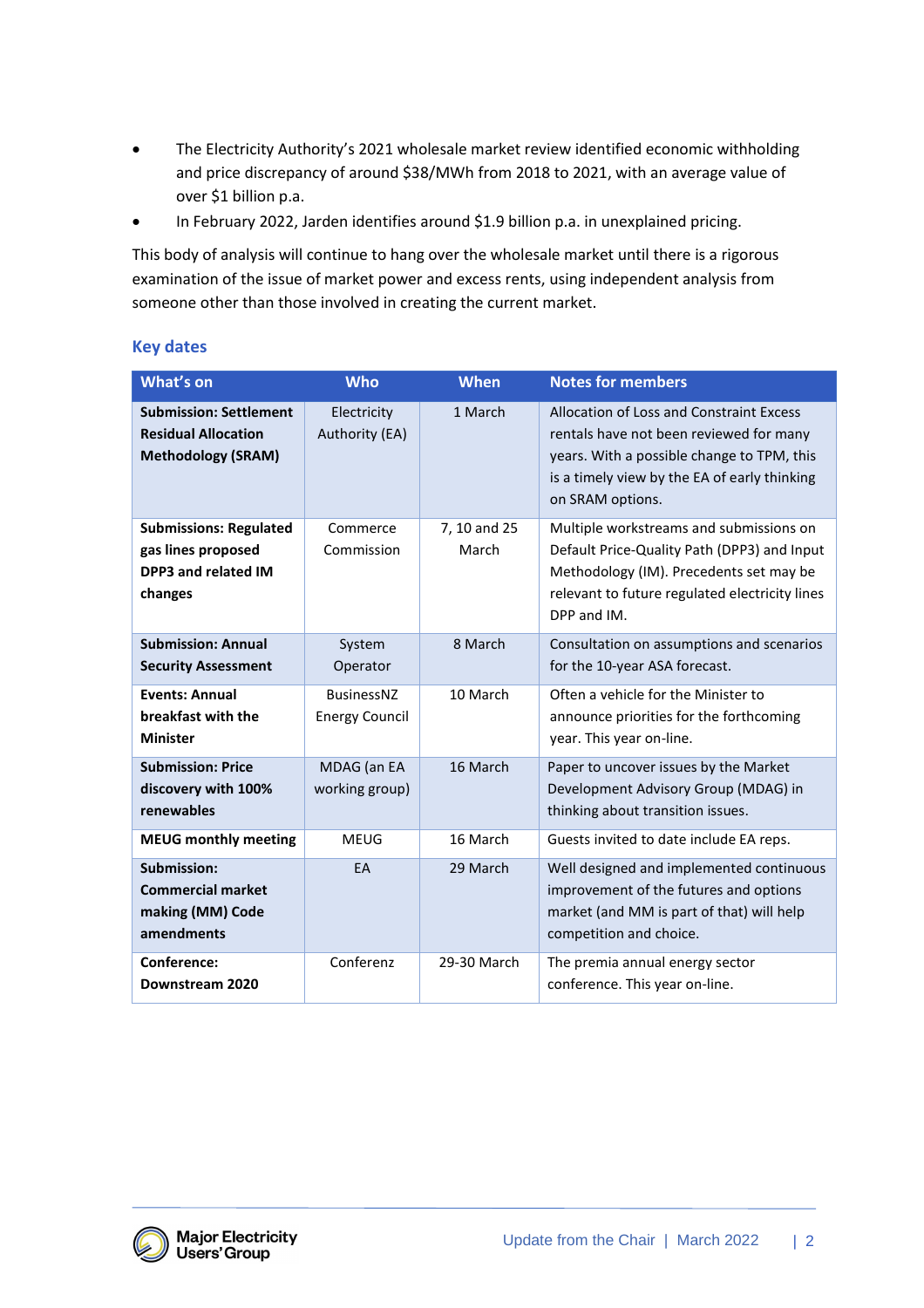- The Electricity Authority's 2021 wholesale market review identified economic withholding and price discrepancy of around $38/MWh from 2018 to 2021, with an average value of over $1 billion p.a.
- In February 2022, Jarden identifies around $1.9 billion p.a. in unexplained pricing.

This body of analysis will continue to hang over the wholesale market until there is a rigorous examination of the issue of market power and excess rents, using independent analysis from someone other than those involved in creating the current market.

## Key dates

| What's on | Who | When | Notes for members |
|---|---|---|---|
| **Submission: Settlement Residual Allocation Methodology (SRAM)** | Electricity Authority (EA) | 1 March | Allocation of Loss and Constraint Excess rentals have not been reviewed for many years. With a possible change to TPM, this is a timely view by the EA of early thinking on SRAM options. |
| **Submissions: Regulated gas lines proposed DPP3 and related IM changes** | Commerce Commission | 7, 10 and 25 March | Multiple workstreams and submissions on Default Price-Quality Path (DPP3) and Input Methodology (IM). Precedents set may be relevant to future regulated electricity lines DPP and IM. |
| **Submission: Annual Security Assessment** | System Operator | 8 March | Consultation on assumptions and scenarios for the 10-year ASA forecast. |
| **Events: Annual breakfast with the Minister** | BusinessNZ Energy Council | 10 March | Often a vehicle for the Minister to announce priorities for the forthcoming year. This year on-line. |
| **Submission: Price discovery with 100% renewables** | MDAG (an EA working group) | 16 March | Paper to uncover issues by the Market Development Advisory Group (MDAG) in thinking about transition issues. |
| **MEUG monthly meeting** | MEUG | 16 March | Guests invited to date include EA reps. |
| **Submission: Commercial market making (MM) Code amendments** | EA | 29 March | Well designed and implemented continuous improvement of the futures and options market (and MM is part of that) will help competition and choice. |
| **Conference: Downstream 2020** | Conferenz | 29-30 March | The premia annual energy sector conference. This year on-line. |